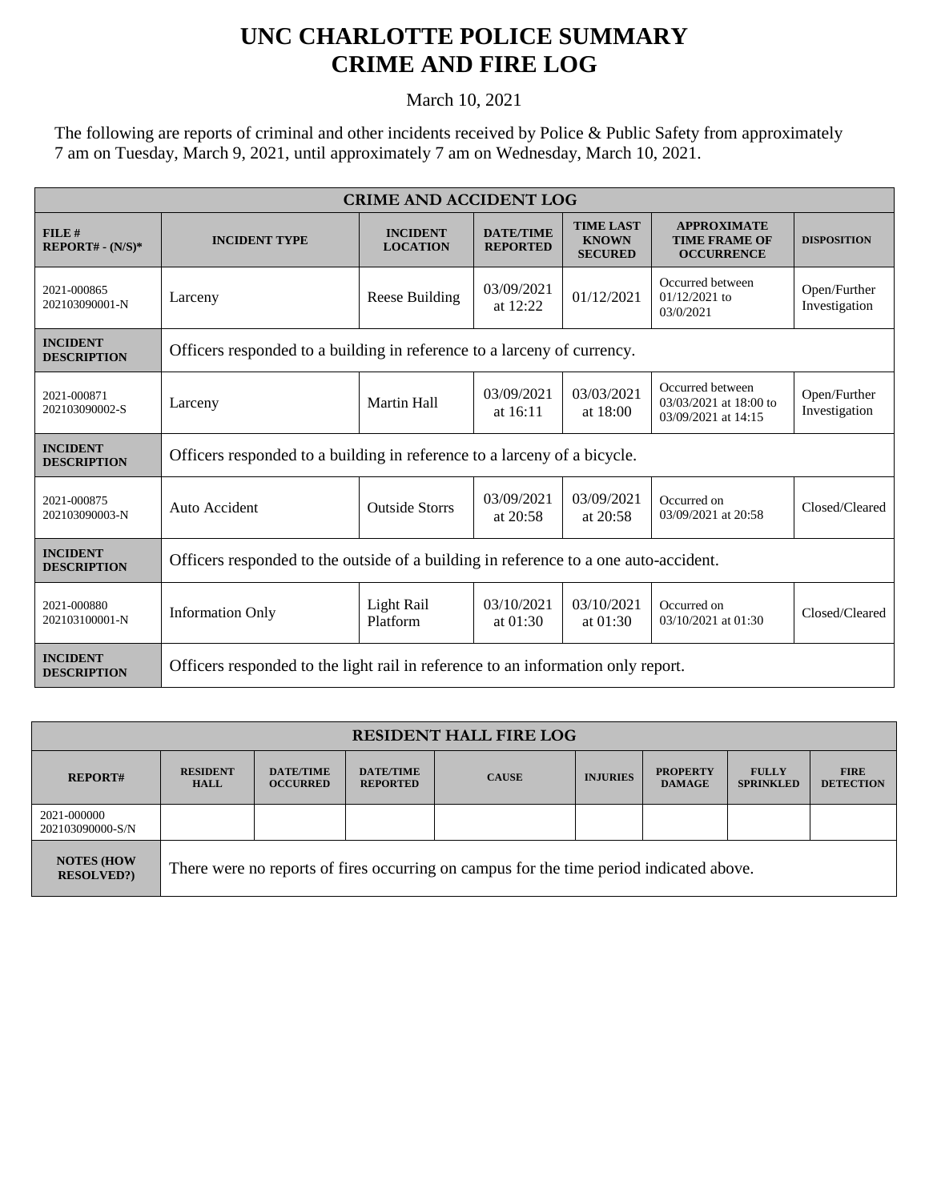# UNC CHARLOTTE POLICE SUMMARY
# CRIME AND FIRE LOG

March 10, 2021

The following are reports of criminal and other incidents received by Police & Public Safety from approximately 7 am on Tuesday, March 9, 2021, until approximately 7 am on Wednesday, March 10, 2021.

| CRIME AND ACCIDENT LOG | | | | | | |
|---|---|---|---|---|---|---|
| **FILE # REPORT# - (N/S)*** | **INCIDENT TYPE** | **INCIDENT LOCATION** | **DATE/TIME REPORTED** | **TIME LAST KNOWN SECURED** | **APPROXIMATE TIME FRAME OF OCCURRENCE** | **DISPOSITION** |
| 2021-000865 202103090001-N | Larceny | Reese Building | 03/09/2021 at 12:22 | 01/12/2021 | Occurred between 01/12/2021 to 03/0/2021 | Open/Further Investigation |
| **INCIDENT DESCRIPTION** | Officers responded to a building in reference to a larceny of currency. | | | | | |
| 2021-000871 202103090002-S | Larceny | Martin Hall | 03/09/2021 at 16:11 | 03/03/2021 at 18:00 | Occurred between 03/03/2021 at 18:00 to 03/09/2021 at 14:15 | Open/Further Investigation |
| **INCIDENT DESCRIPTION** | Officers responded to a building in reference to a larceny of a bicycle. | | | | | |
| 2021-000875 202103090003-N | Auto Accident | Outside Storrs | 03/09/2021 at 20:58 | 03/09/2021 at 20:58 | Occurred on 03/09/2021 at 20:58 | Closed/Cleared |
| **INCIDENT DESCRIPTION** | Officers responded to the outside of a building in reference to a one auto-accident. | | | | | |
| 2021-000880 202103100001-N | Information Only | Light Rail Platform | 03/10/2021 at 01:30 | 03/10/2021 at 01:30 | Occurred on 03/10/2021 at 01:30 | Closed/Cleared |
| **INCIDENT DESCRIPTION** | Officers responded to the light rail in reference to an information only report. | | | | | |

| RESIDENT HALL FIRE LOG | | | | | | | | |
|---|---|---|---|---|---|---|---|---|
| **REPORT#** | **RESIDENT HALL** | **DATE/TIME OCCURRED** | **DATE/TIME REPORTED** | **CAUSE** | **INJURIES** | **PROPERTY DAMAGE** | **FULLY SPRINKLED** | **FIRE DETECTION** |
| 2021-000000 202103090000-S/N | | | | | | | | |
| **NOTES (HOW RESOLVED?)** | There were no reports of fires occurring on campus for the time period indicated above. | | | | | | | |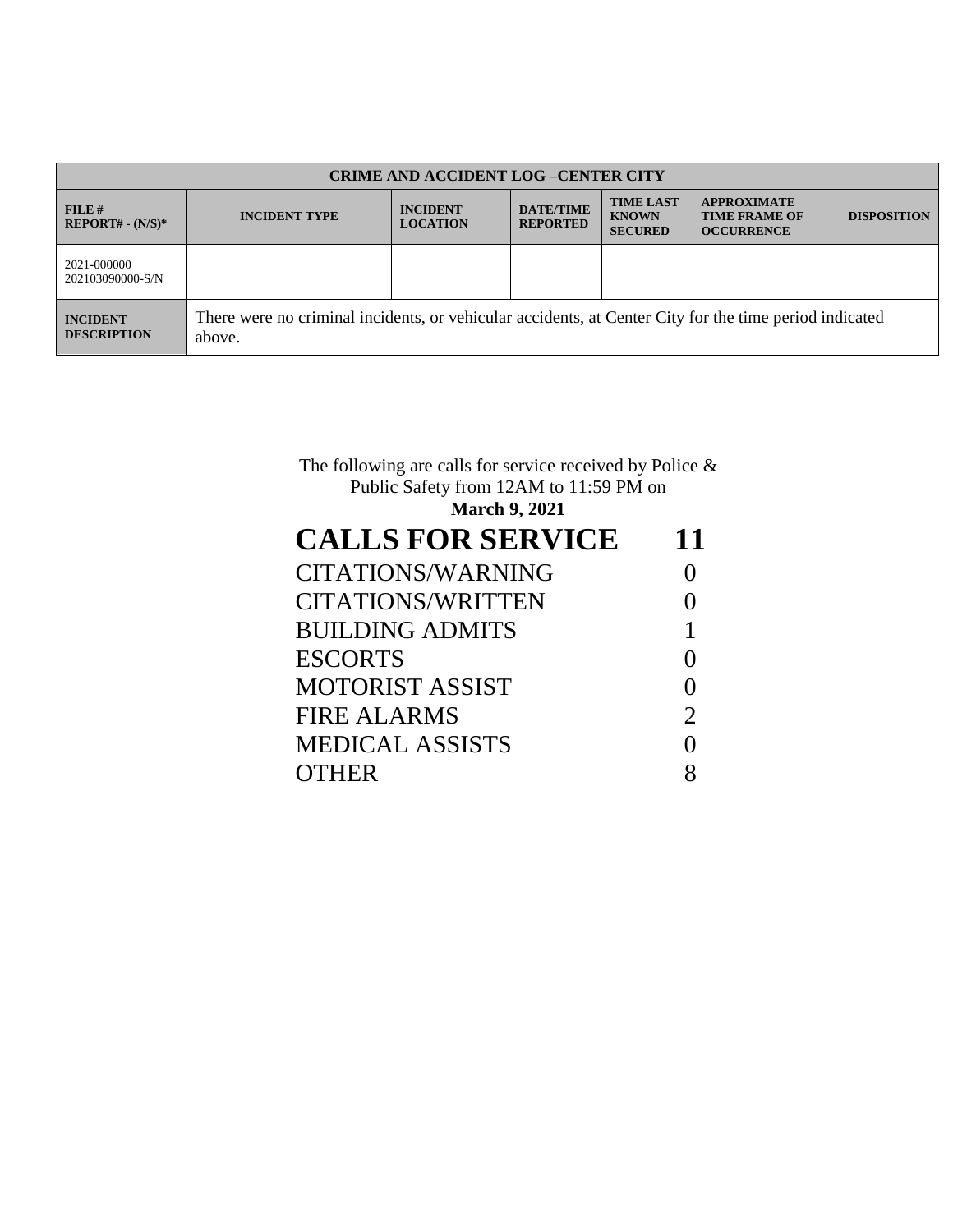| CRIME AND ACCIDENT LOG –CENTER CITY | | | | | | |
|---|---|---|---|---|---|---|
| **FILE # REPORT# - (N/S)*** | **INCIDENT TYPE** | **INCIDENT LOCATION** | **DATE/TIME REPORTED** | **TIME LAST KNOWN SECURED** | **APPROXIMATE TIME FRAME OF OCCURRENCE** | **DISPOSITION** |
| 2021-000000 202103090000-S/N | | | | | | |
| **INCIDENT DESCRIPTION** | There were no criminal incidents, or vehicular accidents, at Center City for the time period indicated above. | | | | | |

The following are calls for service received by Police & Public Safety from 12AM to 11:59 PM on

**March 9, 2021**

| | |
|---|---|
| **CALLS FOR SERVICE** | **11** |
| CITATIONS/WARNING | 0 |
| CITATIONS/WRITTEN | 0 |
| BUILDING ADMITS | 1 |
| ESCORTS | 0 |
| MOTORIST ASSIST | 0 |
| FIRE ALARMS | 2 |
| MEDICAL ASSISTS | 0 |
| OTHER | 8 |